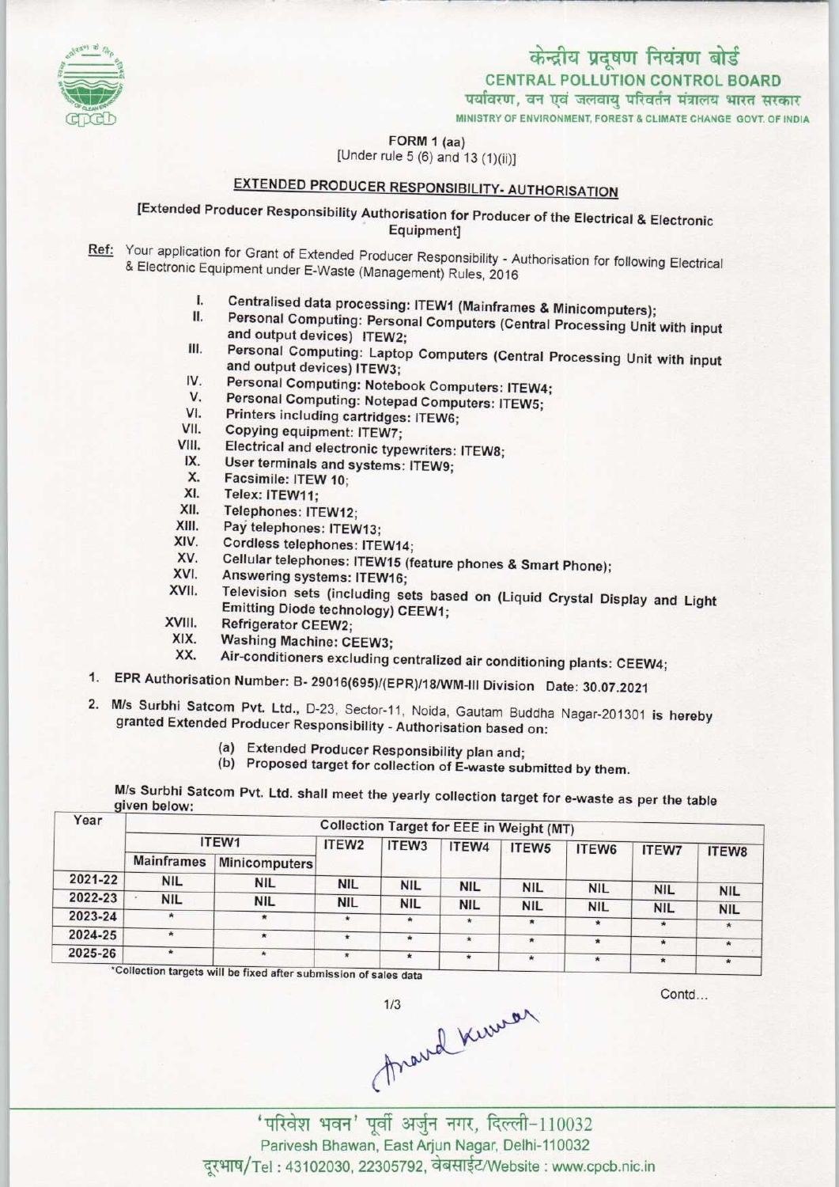केन्द्रीय प्रदूषण नियंत्रण बोर्ड

CENTRAL POLLUTION CONTROL BOARD

पर्यावरण, वन एवं जलवायु परिवर्तन मंत्रालय भारत सरकार

MINISTRY OF ENVIRONMENT, FOREST & CLIMATE CHANGE GOVT. OF INDIA

FORM 1 (aa)
[Under rule 5 (6) and 13 (1)(ii)]

## EXTENDED PRODUCER RESPONSIBILITY- AUTHORISATION

[Extended Producer Responsibility Authorisation for Producer of the Electrical & Electronic Equipment]

Ref: Your application for Grant of Extended Producer Responsibility - Authorisation for following Electrical & Electronic Equipment under E-Waste (Management) Rules, 2016

I. Centralised data processing: ITEW1 (Mainframes & Minicomputers);
II. Personal Computing: Personal Computers (Central Processing Unit with input and output devices) ITEW2;
III. Personal Computing: Laptop Computers (Central Processing Unit with input and output devices) ITEW3;
IV. Personal Computing: Notebook Computers: ITEW4;
V. Personal Computing: Notepad Computers: ITEW5;
VI. Printers including cartridges: ITEW6;
VII. Copying equipment: ITEW7;
VIII. Electrical and electronic typewriters: ITEW8;
IX. User terminals and systems: ITEW9;
X. Facsimile: ITEW 10;
XI. Telex: ITEW11;
XII. Telephones: ITEW12;
XIII. Pay telephones: ITEW13;
XIV. Cordless telephones: ITEW14;
XV. Cellular telephones: ITEW15 (feature phones & Smart Phone);
XVI. Answering systems: ITEW16;
XVII. Television sets (including sets based on (Liquid Crystal Display and Light Emitting Diode technology) CEEW1;
XVIII. Refrigerator CEEW2;
XIX. Washing Machine: CEEW3;
XX. Air-conditioners excluding centralized air conditioning plants: CEEW4;

1. EPR Authorisation Number: B- 29016(695)/(EPR)/18/WM-III Division Date: 30.07.2021

2. M/s Surbhi Satcom Pvt. Ltd., D-23, Sector-11, Noida, Gautam Buddha Nagar-201301 is hereby granted Extended Producer Responsibility - Authorisation based on:

   (a) Extended Producer Responsibility plan and;
   (b) Proposed target for collection of E-waste submitted by them.

M/s Surbhi Satcom Pvt. Ltd. shall meet the yearly collection target for e-waste as per the table given below:

| Year | Collection Target for EEE in Weight (MT) | | | | | | | | |
|---|---|---|---|---|---|---|---|---|---|
| | ITEW1 | | ITEW2 | ITEW3 | ITEW4 | ITEW5 | ITEW6 | ITEW7 | ITEW8 |
| | Mainframes | Minicomputers | | | | | | | |
| 2021-22 | NIL | NIL | NIL | NIL | NIL | NIL | NIL | NIL | NIL |
| 2022-23 | NIL | NIL | NIL | NIL | NIL | NIL | NIL | NIL | NIL |
| 2023-24 | * | * | * | * | * | * | * | * | * |
| 2024-25 | * | * | * | * | * | * | * | * | * |
| 2025-26 | * | * | * | * | * | * | * | * | * |

*Collection targets will be fixed after submission of sales data

Contd...

'परिवेश भवन' पूर्वी अर्जुन नगर, दिल्ली-110032
Parivesh Bhawan, East Arjun Nagar, Delhi-110032
दूरभाष/Tel : 43102030, 22305792, वेबसाईट/Website : www.cpcb.nic.in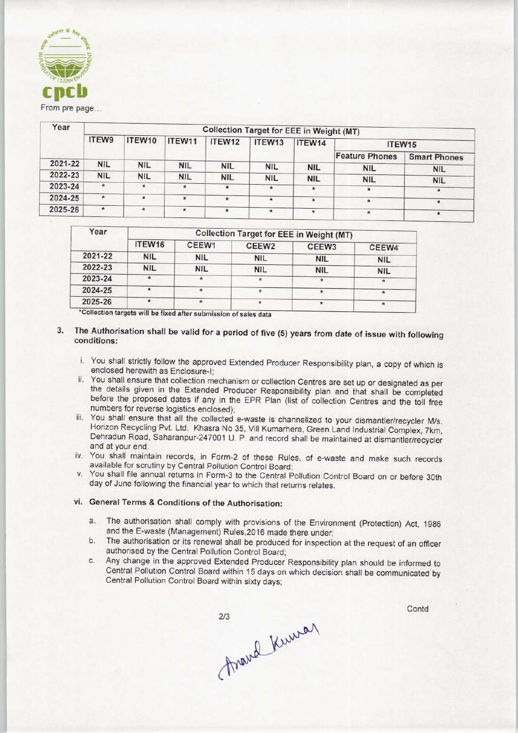From pre page...

| Year | Collection Target for EEE in Weight (MT) | | | | | | | |
|---|---|---|---|---|---|---|---|---|
| | ITEW9 | ITEW10 | ITEW11 | ITEW12 | ITEW13 | ITEW14 | ITEW15 | |
| | | | | | | | Feature Phones | Smart Phones |
| 2021-22 | NIL | NIL | NIL | NIL | NIL | NIL | NIL | NIL |
| 2022-23 | NIL | NIL | NIL | NIL | NIL | NIL | NIL | NIL |
| 2023-24 | * | * | * | * | * | * | * | * |
| 2024-25 | * | * | * | * | * | * | * | * |
| 2025-26 | * | * | * | * | * | * | * | * |

| Year | Collection Target for EEE in Weight (MT) | | | | |
|---|---|---|---|---|---|
| | ITEW16 | CEEW1 | CEEW2 | CEEW3 | CEEW4 |
| 2021-22 | NIL | NIL | NIL | NIL | NIL |
| 2022-23 | NIL | NIL | NIL | NIL | NIL |
| 2023-24 | * | * | * | * | * |
| 2024-25 | * | * | * | * | * |
| 2025-26 | * | * | * | * | * |

*Collection targets will be fixed after submission of sales data

3. **The Authorisation shall be valid for a period of five (5) years from date of issue with following conditions:**

   i. You shall strictly follow the approved Extended Producer Responsibility plan, a copy of which is enclosed herewith as Enclosure-I;

   ii. You shall ensure that collection mechanism or collection Centres are set up or designated as per the details given in the Extended Producer Responsibility plan and that shall be completed before the proposed dates if any in the EPR Plan (list of collection Centres and the toll free numbers for reverse logistics enclosed);

   iii. You shall ensure that all the collected e-waste is channelized to your dismantler/recycler M/s. Horizon Recycling Pvt. Ltd. Khasra No 35, Vill Kumarhera, Green Land Industrial Complex, 7km, Dehradun Road, Saharanpur-247001 U. P. and record shall be maintained at dismantler/recycler and at your end.

   iv. You shall maintain records, in Form-2 of these Rules, of e-waste and make such records available for scrutiny by Central Pollution Control Board;

   v. You shall file annual returns in Form-3 to the Central Pollution Control Board on or before 30th day of June following the financial year to which that returns relates.

   **vi. General Terms & Conditions of the Authorisation:**

   a. The authorisation shall comply with provisions of the Environment (Protection) Act, 1986 and the E-waste (Management) Rules,2016 made there under;

   b. The authorisation or its renewal shall be produced for inspection at the request of an officer authorised by the Central Pollution Control Board;

   c. Any change in the approved Extended Producer Responsibility plan should be informed to Central Pollution Control Board within 15 days on which decision shall be communicated by Central Pollution Control Board within sixty days;

Contd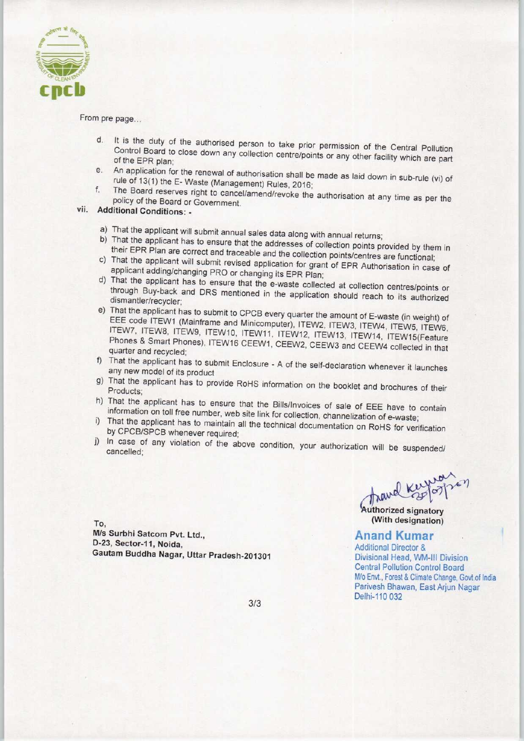From pre page...

d. It is the duty of the authorised person to take prior permission of the Central Pollution Control Board to close down any collection centre/points or any other facility which are part of the EPR plan;
e. An application for the renewal of authorisation shall be made as laid down in sub-rule (vi) of rule of 13(1) the E- Waste (Management) Rules, 2016;
f. The Board reserves right to cancel/amend/revoke the authorisation at any time as per the policy of the Board or Government.

vii. **Additional Conditions: -**

a) That the applicant will submit annual sales data along with annual returns;
b) That the applicant has to ensure that the addresses of collection points provided by them in their EPR Plan are correct and traceable and the collection points/centres are functional;
c) That the applicant will submit revised application for grant of EPR Authorisation in case of applicant adding/changing PRO or changing its EPR Plan;
d) That the applicant has to ensure that the e-waste collected at collection centres/points or through Buy-back and DRS mentioned in the application should reach to its authorized dismantler/recycler;
e) That the applicant has to submit to CPCB every quarter the amount of E-waste (in weight) of EEE code ITEW1 (Mainframe and Minicomputer), ITEW2, ITEW3, ITEW4, ITEW5, ITEW6, ITEW7, ITEW8, ITEW9, ITEW10, ITEW11, ITEW12, ITEW13, ITEW14, ITEW15(Feature Phones & Smart Phones), ITEW16 CEEW1, CEEW2, CEEW3 and CEEW4 collected in that quarter and recycled;
f) That the applicant has to submit Enclosure - A of the self-declaration whenever it launches any new model of its product
g) That the applicant has to provide RoHS information on the booklet and brochures of their Products;
h) That the applicant has to ensure that the Bills/Invoices of sale of EEE have to contain information on toll free number, web site link for collection, channelization of e-waste;
i) That the applicant has to maintain all the technical documentation on RoHS for verification by CPCB/SPCB whenever required;
j) In case of any violation of the above condition, your authorization will be suspended/ cancelled;

Authorized signatory
(With designation)

**Anand Kumar**
Additional Director &
Divisional Head, WM-III Division
Central Pollution Control Board
M/o Envt., Forest & Climate Change, Govt.of India
Parivesh Bhawan, East Arjun Nagar
Delhi-110 032

To,
**M/s Surbhi Satcom Pvt. Ltd.,**
**D-23, Sector-11, Noida,**
**Gautam Buddha Nagar, Uttar Pradesh-201301**